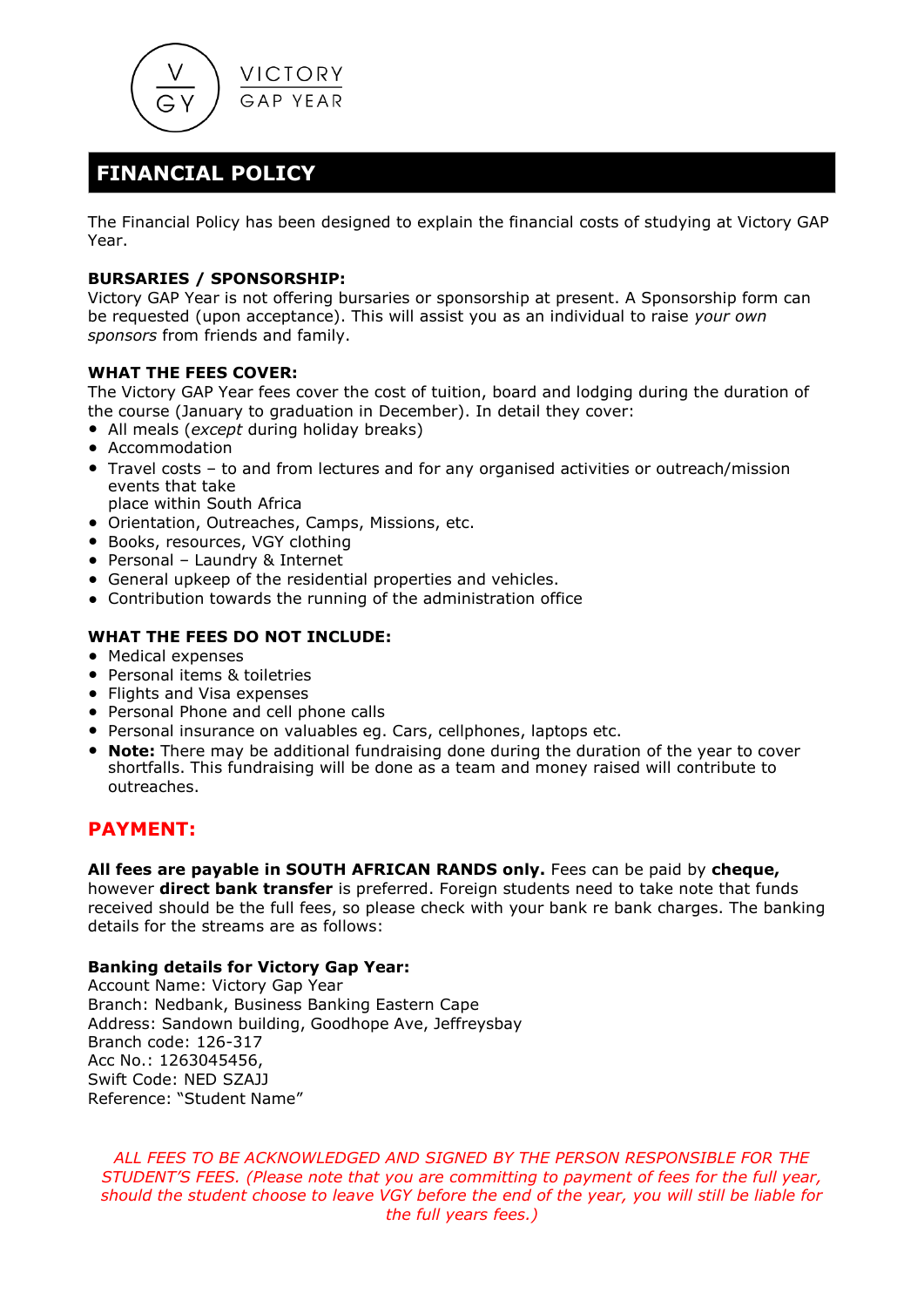VICTORY GAP YEAR

# FINANCIAL POLICY

The Financial Policy has been designed to explain the financial costs of studying at Victory GAP Year.

**BURSARIES / SPONSORSHIP:**
Victory GAP Year is not offering bursaries or sponsorship at present. A Sponsorship form can be requested (upon acceptance). This will assist you as an individual to raise *your own sponsors* from friends and family.

**WHAT THE FEES COVER:**
The Victory GAP Year fees cover the cost of tuition, board and lodging during the duration of the course (January to graduation in December). In detail they cover:

- All meals (*except* during holiday breaks)
- Accommodation
- Travel costs – to and from lectures and for any organised activities or outreach/mission events that take place within South Africa
- Orientation, Outreaches, Camps, Missions, etc.
- Books, resources, VGY clothing
- Personal – Laundry & Internet
- General upkeep of the residential properties and vehicles.
- Contribution towards the running of the administration office

**WHAT THE FEES DO NOT INCLUDE:**

- Medical expenses
- Personal items & toiletries
- Flights and Visa expenses
- Personal Phone and cell phone calls
- Personal insurance on valuables eg. Cars, cellphones, laptops etc.
- **Note:** There may be additional fundraising done during the duration of the year to cover shortfalls. This fundraising will be done as a team and money raised will contribute to outreaches.

## PAYMENT:

**All fees are payable in SOUTH AFRICAN RANDS only.** Fees can be paid by **cheque,** however **direct bank transfer** is preferred. Foreign students need to take note that funds received should be the full fees, so please check with your bank re bank charges. The banking details for the streams are as follows:

**Banking details for Victory Gap Year:**
Account Name: Victory Gap Year
Branch: Nedbank, Business Banking Eastern Cape
Address: Sandown building, Goodhope Ave, Jeffreysbay
Branch code: 126-317
Acc No.: 1263045456,
Swift Code: NED SZAJJ
Reference: "Student Name"

*ALL FEES TO BE ACKNOWLEDGED AND SIGNED BY THE PERSON RESPONSIBLE FOR THE STUDENT'S FEES. (Please note that you are committing to payment of fees for the full year, should the student choose to leave VGY before the end of the year, you will still be liable for the full years fees.)*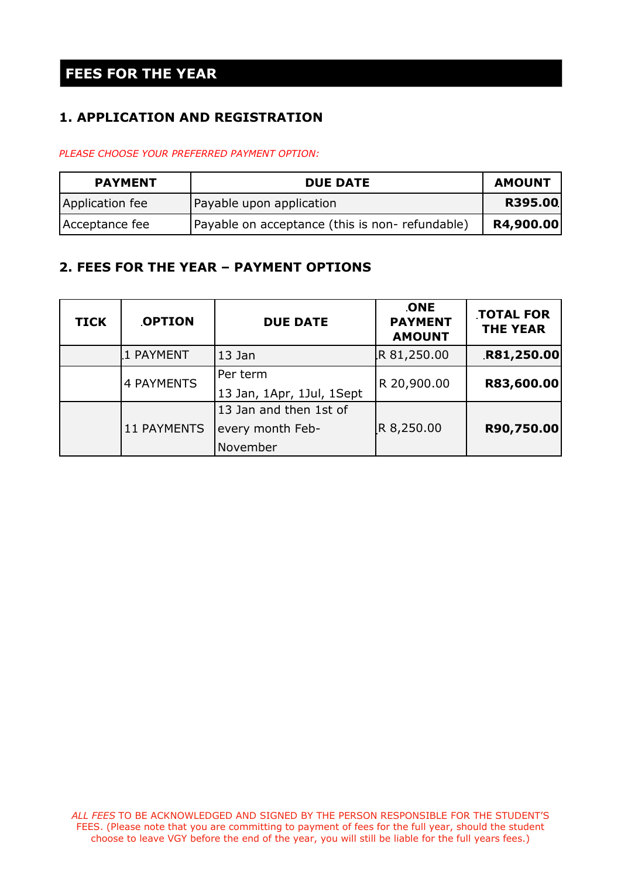## FEES FOR THE YEAR

### 1. APPLICATION AND REGISTRATION

*PLEASE CHOOSE YOUR PREFERRED PAYMENT OPTION:*

| PAYMENT | DUE DATE | AMOUNT |
|---|---|---|
| Application fee | Payable upon application | **R395.00** |
| Acceptance fee | Payable on acceptance (this is non- refundable) | **R4,900.00** |

### 2. FEES FOR THE YEAR – PAYMENT OPTIONS

| TICK | OPTION | DUE DATE | ONE PAYMENT AMOUNT | TOTAL FOR THE YEAR |
|---|---|---|---|---|
| | 1 PAYMENT | 13 Jan | R 81,250.00 | **R81,250.00** |
| | 4 PAYMENTS | Per term 13 Jan, 1Apr, 1Jul, 1Sept | R 20,900.00 | **R83,600.00** |
| | 11 PAYMENTS | 13 Jan and then 1st of every month Feb- November | R 8,250.00 | **R90,750.00** |

*ALL FEES* TO BE ACKNOWLEDGED AND SIGNED BY THE PERSON RESPONSIBLE FOR THE STUDENT'S FEES. (Please note that you are committing to payment of fees for the full year, should the student choose to leave VGY before the end of the year, you will still be liable for the full years fees.)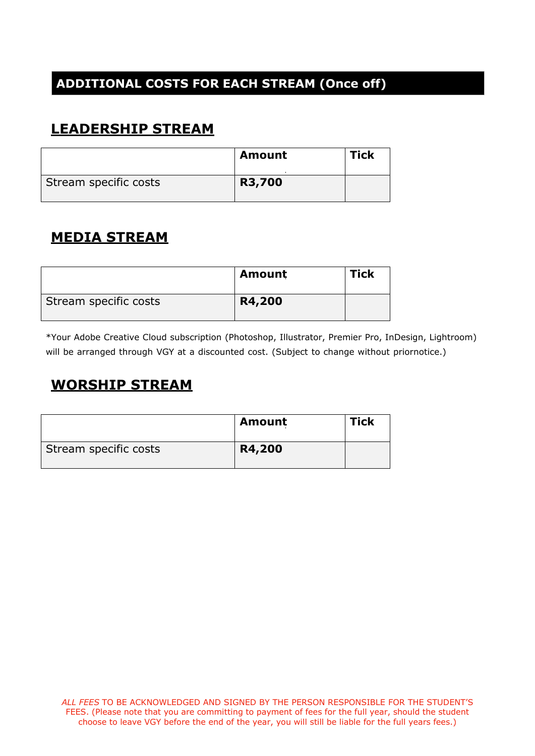## ADDITIONAL COSTS FOR EACH STREAM (Once off)

### LEADERSHIP STREAM

| | Amount | Tick |
|---|---|---|
| Stream specific costs | **R3,700** | |

### MEDIA STREAM

| | Amount | Tick |
|---|---|---|
| Stream specific costs | **R4,200** | |

*Your Adobe Creative Cloud subscription (Photoshop, Illustrator, Premier Pro, InDesign, Lightroom) will be arranged through VGY at a discounted cost. (Subject to change without priornotice.)

### WORSHIP STREAM

| | Amount | Tick |
|---|---|---|
| Stream specific costs | **R4,200** | |

*ALL FEES* TO BE ACKNOWLEDGED AND SIGNED BY THE PERSON RESPONSIBLE FOR THE STUDENT'S FEES. (Please note that you are committing to payment of fees for the full year, should the student choose to leave VGY before the end of the year, you will still be liable for the full years fees.)